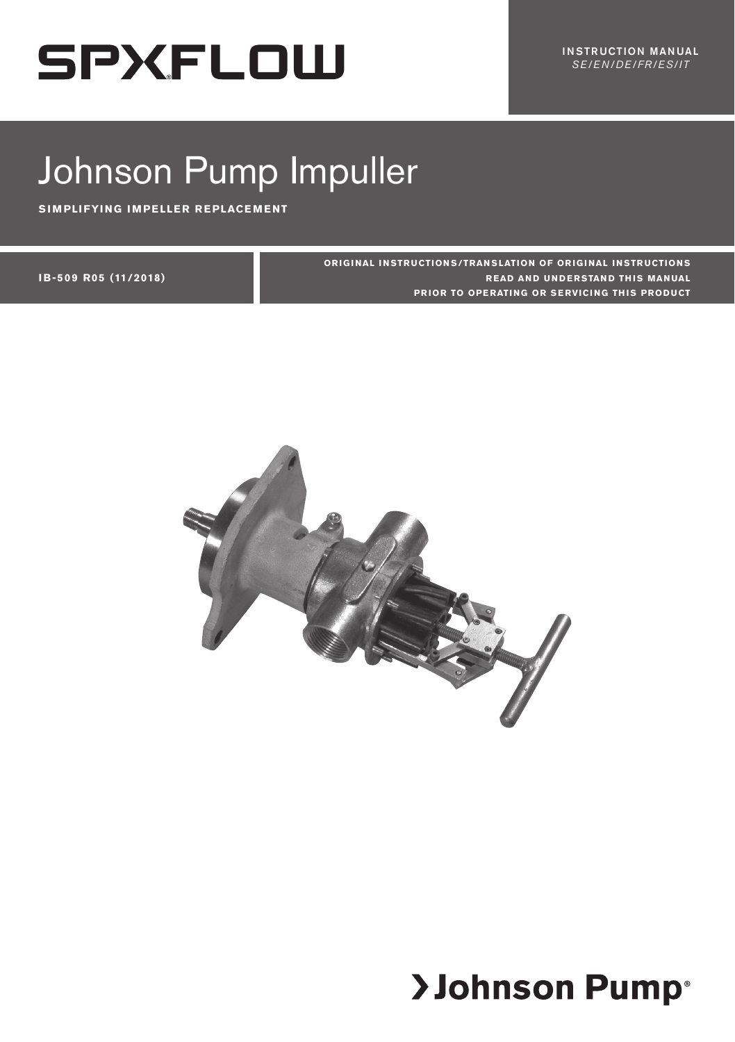SPXFLOW

INSTRUCTION MANUAL
*SE/EN/DE/FR/ES/IT*

# Johnson Pump Impuller

**SIMPLIFYING IMPELLER REPLACEMENT**

**IB-509 R05 (11/2018)**

**ORIGINAL INSTRUCTIONS/TRANSLATION OF ORIGINAL INSTRUCTIONS**
**READ AND UNDERSTAND THIS MANUAL**
**PRIOR TO OPERATING OR SERVICING THIS PRODUCT**

Johnson Pump®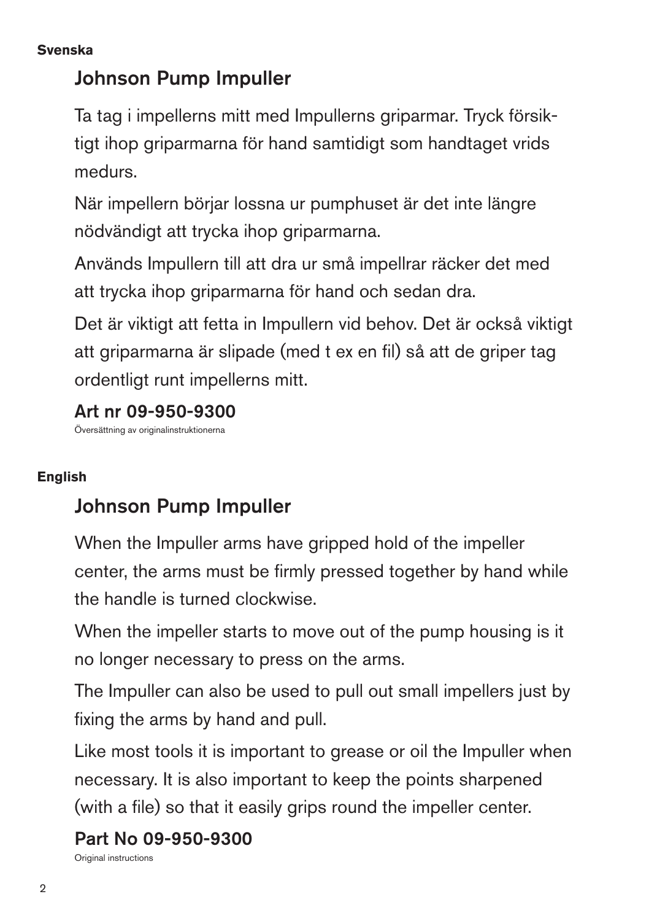**Svenska**

## Johnson Pump Impuller

Ta tag i impellerns mitt med Impullerns griparmar. Tryck försiktigt ihop griparmarna för hand samtidigt som handtaget vrids medurs.

När impellern börjar lossna ur pumphuset är det inte längre nödvändigt att trycka ihop griparmarna.

Används Impullern till att dra ur små impellrar räcker det med att trycka ihop griparmarna för hand och sedan dra.

Det är viktigt att fetta in Impullern vid behov. Det är också viktigt att griparmarna är slipade (med t ex en fil) så att de griper tag ordentligt runt impellerns mitt.

**Art nr 09-950-9300**

Översättning av originalinstruktionerna

**English**

## Johnson Pump Impuller

When the Impuller arms have gripped hold of the impeller center, the arms must be firmly pressed together by hand while the handle is turned clockwise.

When the impeller starts to move out of the pump housing is it no longer necessary to press on the arms.

The Impuller can also be used to pull out small impellers just by fixing the arms by hand and pull.

Like most tools it is important to grease or oil the Impuller when necessary. It is also important to keep the points sharpened (with a file) so that it easily grips round the impeller center.

**Part No 09-950-9300**

Original instructions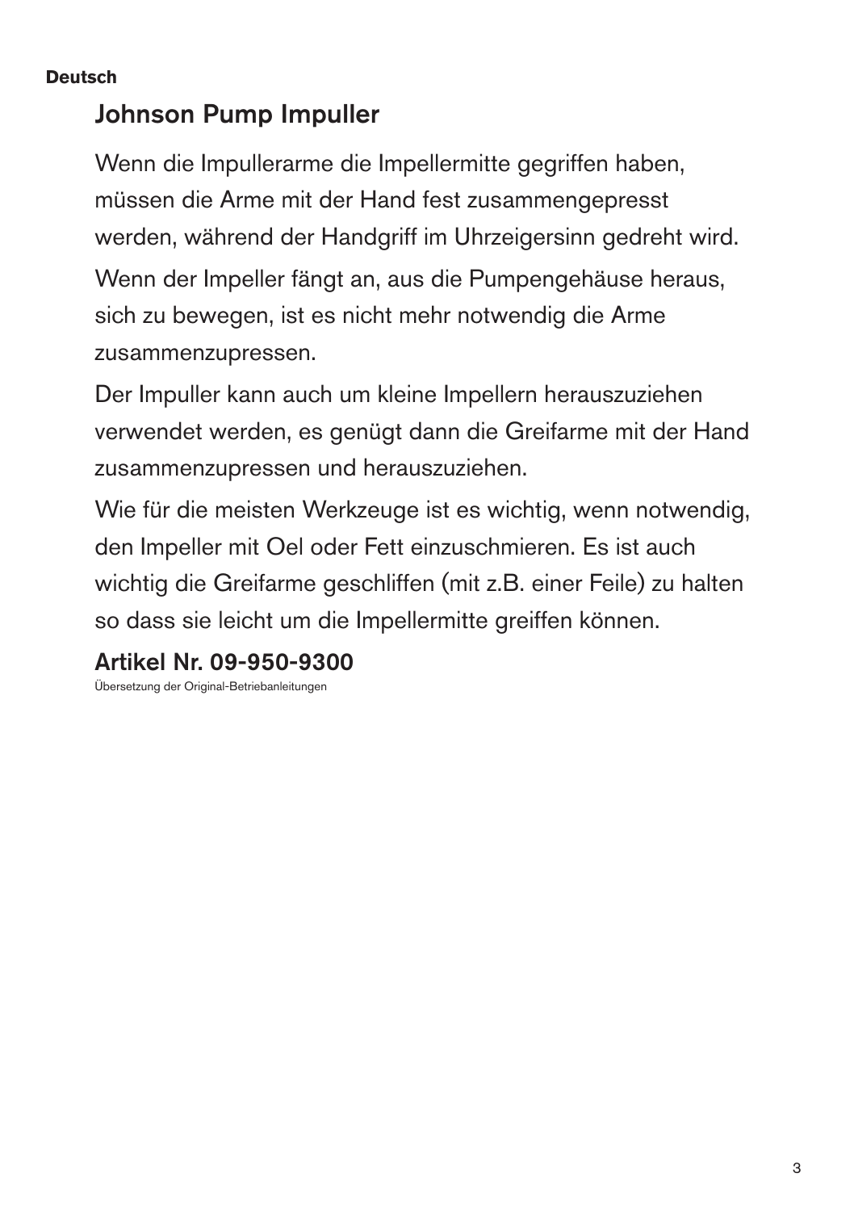**Deutsch**

## Johnson Pump Impuller

Wenn die Impullerarme die Impellermitte gegriffen haben, müssen die Arme mit der Hand fest zusammengepresst werden, während der Handgriff im Uhrzeigersinn gedreht wird.

Wenn der Impeller fängt an, aus die Pumpengehäuse heraus, sich zu bewegen, ist es nicht mehr notwendig die Arme zusammenzupressen.

Der Impuller kann auch um kleine Impellern herauszuziehen verwendet werden, es genügt dann die Greifarme mit der Hand zusammenzupressen und herauszuziehen.

Wie für die meisten Werkzeuge ist es wichtig, wenn notwendig, den Impeller mit Oel oder Fett einzuschmieren. Es ist auch wichtig die Greifarme geschliffen (mit z.B. einer Feile) zu halten so dass sie leicht um die Impellermitte greiffen können.

**Artikel Nr. 09-950-9300**

Übersetzung der Original-Betriebanleitungen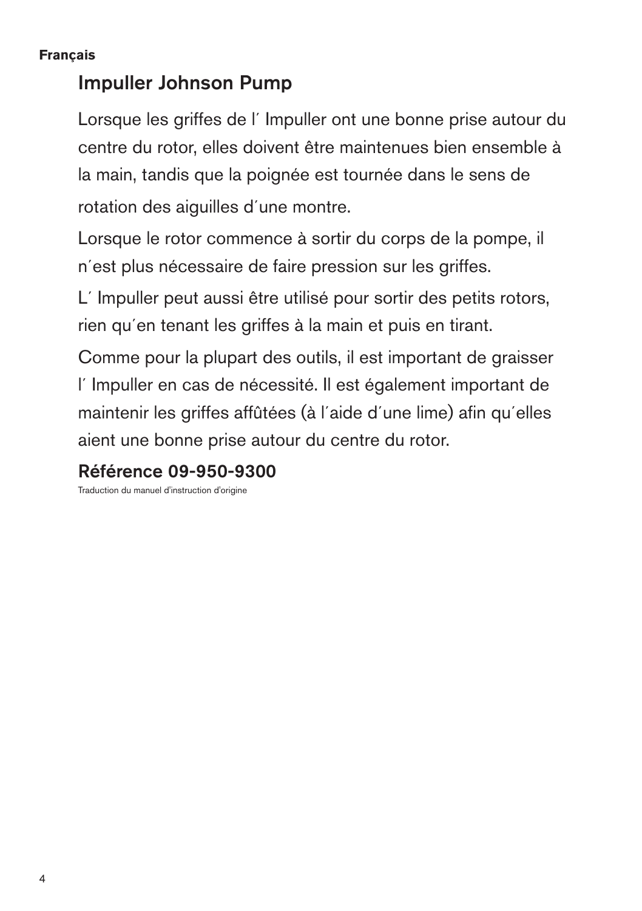**Français**

## Impuller Johnson Pump

Lorsque les griffes de l´ Impuller ont une bonne prise autour du centre du rotor, elles doivent être maintenues bien ensemble à la main, tandis que la poignée est tournée dans le sens de rotation des aiguilles d´une montre.

Lorsque le rotor commence à sortir du corps de la pompe, il n´est plus nécessaire de faire pression sur les griffes.

L´ Impuller peut aussi être utilisé pour sortir des petits rotors, rien qu´en tenant les griffes à la main et puis en tirant.

Comme pour la plupart des outils, il est important de graisser l´ Impuller en cas de nécessité. Il est également important de maintenir les griffes affûtées (à l´aide d´une lime) afin qu´elles aient une bonne prise autour du centre du rotor.

**Référence 09-950-9300**

Traduction du manuel d'instruction d'origine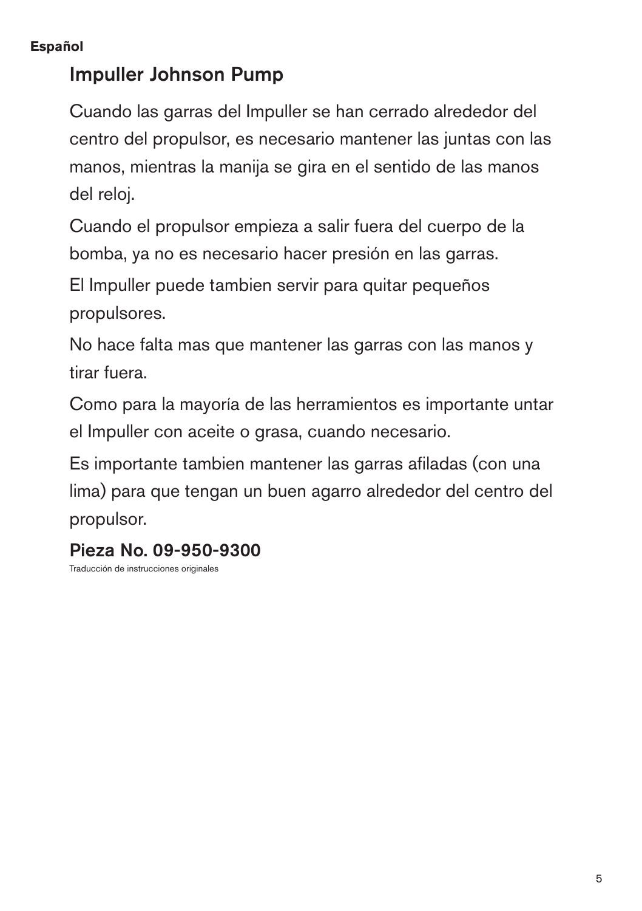**Español**

## Impuller Johnson Pump

Cuando las garras del Impuller se han cerrado alrededor del centro del propulsor, es necesario mantener las juntas con las manos, mientras la manija se gira en el sentido de las manos del reloj.

Cuando el propulsor empieza a salir fuera del cuerpo de la bomba, ya no es necesario hacer presión en las garras.

El Impuller puede tambien servir para quitar pequeños propulsores.

No hace falta mas que mantener las garras con las manos y tirar fuera.

Como para la mayoría de las herramientos es importante untar el Impuller con aceite o grasa, cuando necesario.

Es importante tambien mantener las garras afiladas (con una lima) para que tengan un buen agarro alrededor del centro del propulsor.

### Pieza No. 09-950-9300

Traducción de instrucciones originales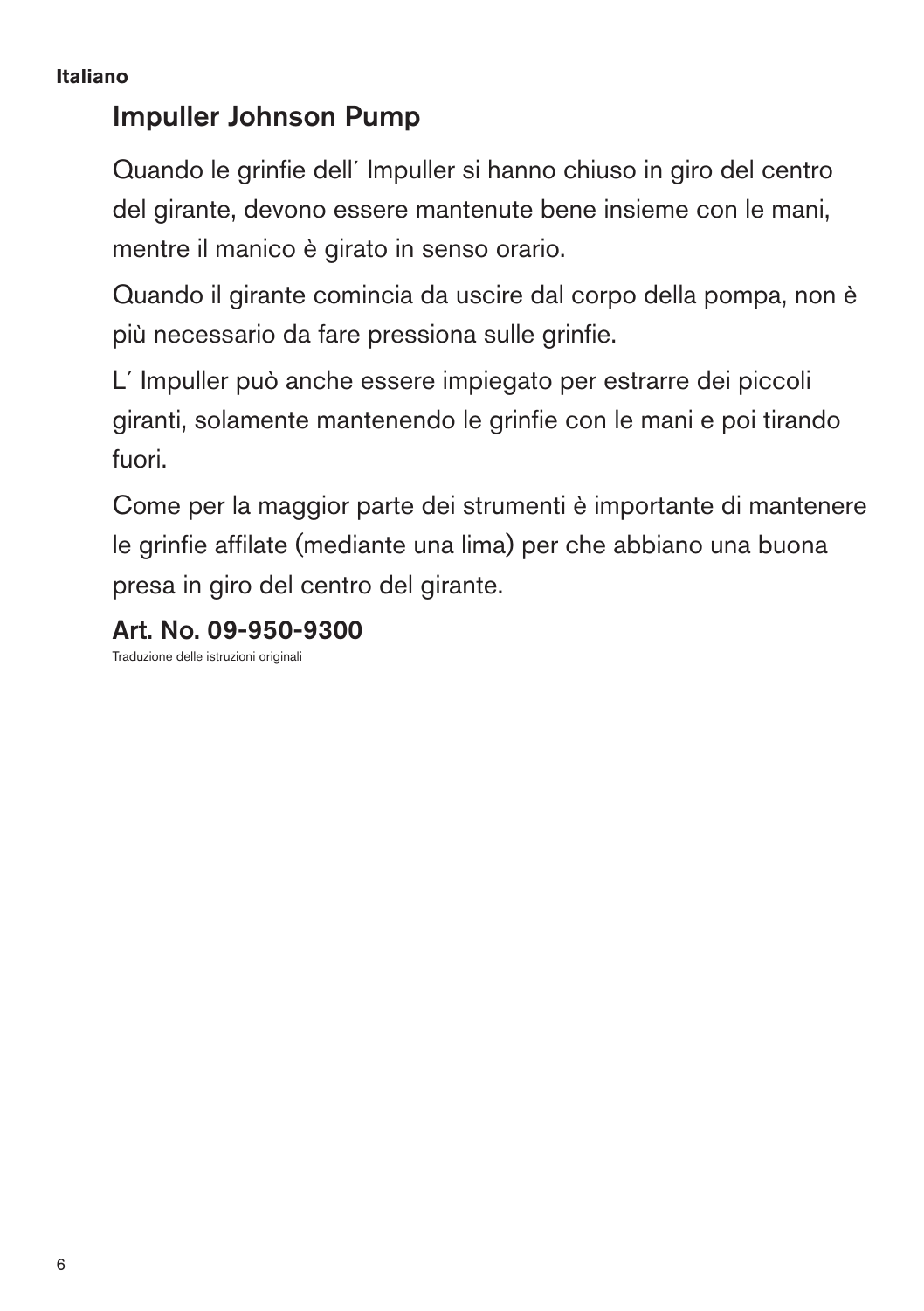**Italiano**

## Impuller Johnson Pump

Quando le grinfie dell´ Impuller si hanno chiuso in giro del centro del girante, devono essere mantenute bene insieme con le mani, mentre il manico è girato in senso orario.

Quando il girante comincia da uscire dal corpo della pompa, non è più necessario da fare pressiona sulle grinfie.

L´ Impuller può anche essere impiegato per estrarre dei piccoli giranti, solamente mantenendo le grinfie con le mani e poi tirando fuori.

Come per la maggior parte dei strumenti è importante di mantenere le grinfie affilate (mediante una lima) per che abbiano una buona presa in giro del centro del girante.

**Art. No. 09-950-9300**

Traduzione delle istruzioni originali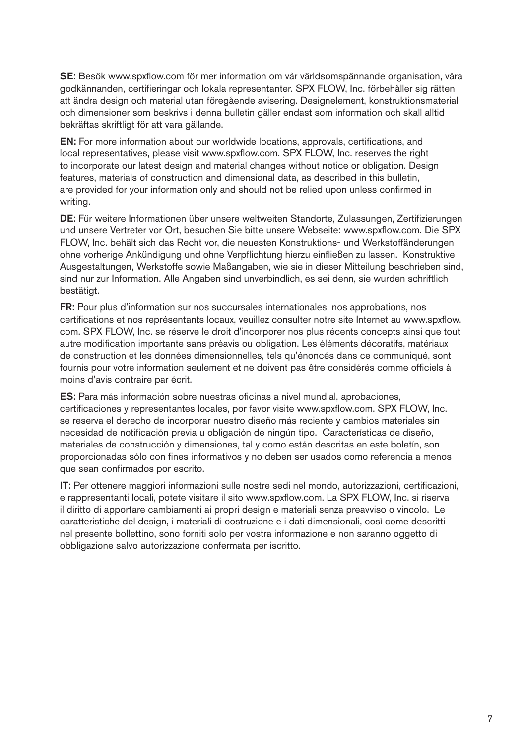**SE:** Besök www.spxflow.com för mer information om vår världsomspännande organisation, våra godkännanden, certifieringar och lokala representanter. SPX FLOW, Inc. förbehåller sig rätten att ändra design och material utan föregående avisering. Designelement, konstruktionsmaterial och dimensioner som beskrivs i denna bulletin gäller endast som information och skall alltid bekräftas skriftligt för att vara gällande.

**EN:** For more information about our worldwide locations, approvals, certifications, and local representatives, please visit www.spxflow.com. SPX FLOW, Inc. reserves the right to incorporate our latest design and material changes without notice or obligation. Design features, materials of construction and dimensional data, as described in this bulletin, are provided for your information only and should not be relied upon unless confirmed in writing.

**DE:** Für weitere Informationen über unsere weltweiten Standorte, Zulassungen, Zertifizierungen und unsere Vertreter vor Ort, besuchen Sie bitte unsere Webseite: www.spxflow.com. Die SPX FLOW, Inc. behält sich das Recht vor, die neuesten Konstruktions- und Werkstoffänderungen ohne vorherige Ankündigung und ohne Verpflichtung hierzu einfließen zu lassen. Konstruktive Ausgestaltungen, Werkstoffe sowie Maßangaben, wie sie in dieser Mitteilung beschrieben sind, sind nur zur Information. Alle Angaben sind unverbindlich, es sei denn, sie wurden schriftlich bestätigt.

**FR:** Pour plus d'information sur nos succursales internationales, nos approbations, nos certifications et nos représentants locaux, veuillez consulter notre site Internet au www.spxflow.com. SPX FLOW, Inc. se réserve le droit d'incorporer nos plus récents concepts ainsi que tout autre modification importante sans préavis ou obligation. Les éléments décoratifs, matériaux de construction et les données dimensionnelles, tels qu'énoncés dans ce communiqué, sont fournis pour votre information seulement et ne doivent pas être considérés comme officiels à moins d'avis contraire par écrit.

**ES:** Para más información sobre nuestras oficinas a nivel mundial, aprobaciones, certificaciones y representantes locales, por favor visite www.spxflow.com. SPX FLOW, Inc. se reserva el derecho de incorporar nuestro diseño más reciente y cambios materiales sin necesidad de notificación previa u obligación de ningún tipo. Características de diseño, materiales de construcción y dimensiones, tal y como están descritas en este boletín, son proporcionadas sólo con fines informativos y no deben ser usados como referencia a menos que sean confirmados por escrito.

**IT:** Per ottenere maggiori informazioni sulle nostre sedi nel mondo, autorizzazioni, certificazioni, e rappresentanti locali, potete visitare il sito www.spxflow.com. La SPX FLOW, Inc. si riserva il diritto di apportare cambiamenti ai propri design e materiali senza preavviso o vincolo. Le caratteristiche del design, i materiali di costruzione e i dati dimensionali, così come descritti nel presente bollettino, sono forniti solo per vostra informazione e non saranno oggetto di obbligazione salvo autorizzazione confermata per iscritto.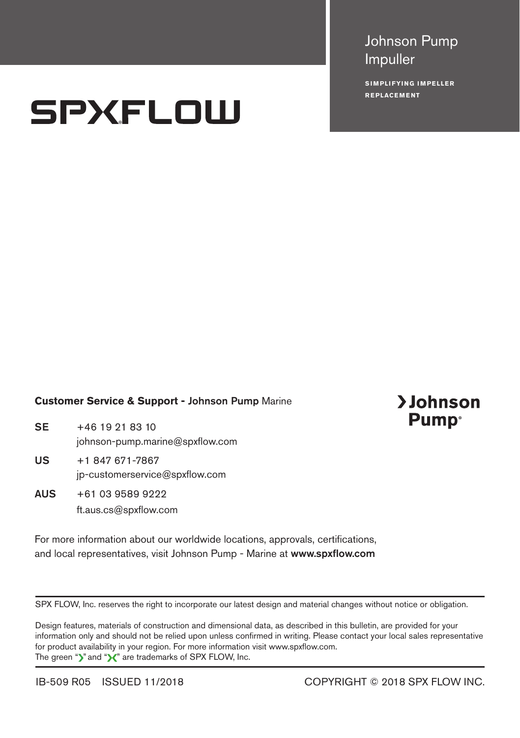SPXFLOW

Johnson Pump Impuller

SIMPLIFYING IMPELLER REPLACEMENT

**Customer Service & Support -** Johnson Pump Marine

Johnson Pump

| | |
|---|---|
| SE | +46 19 21 83 10<br>johnson-pump.marine@spxflow.com |
| US | +1 847 671-7867<br>jp-customerservice@spxflow.com |
| AUS | +61 03 9589 9222<br>ft.aus.cs@spxflow.com |

For more information about our worldwide locations, approvals, certifications, and local representatives, visit Johnson Pump - Marine at **www.spxflow.com**

SPX FLOW, Inc. reserves the right to incorporate our latest design and material changes without notice or obligation.

Design features, materials of construction and dimensional data, as described in this bulletin, are provided for your information only and should not be relied upon unless confirmed in writing. Please contact your local sales representative for product availability in your region. For more information visit www.spxflow.com.
The green "›" and "✕" are trademarks of SPX FLOW, Inc.

IB-509 R05 ISSUED 11/2018 COPYRIGHT © 2018 SPX FLOW INC.